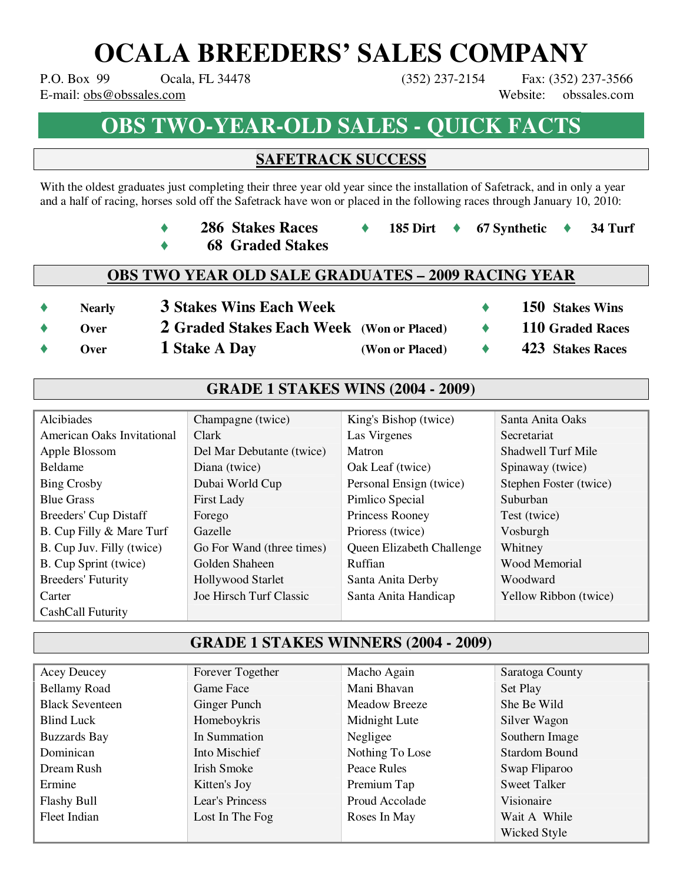# OCALA BREEDERS' SALES COMPANY

P.O. Box 99 Ocala, FL 34478 (352) 237-2154 Fax: (352) 237-3566
E-mail: obs@obssales.com Website: obssales.com

## OBS TWO-YEAR-OLD SALES - QUICK FACTS

### SAFETRACK SUCCESS

With the oldest graduates just completing their three year old year since the installation of Safetrack, and in only a year and a half of racing, horses sold off the Safetrack have won or placed in the following races through January 10, 2010:

- **286 Stakes Races**
- **68 Graded Stakes**
- **185 Dirt**
- **67 Synthetic**
- **34 Turf**

### OBS TWO YEAR OLD SALE GRADUATES – 2009 RACING YEAR

- **Nearly** **3 Stakes Wins Each Week**
- **Over** **2 Graded Stakes Each Week** **(Won or Placed)**
- **Over** **1 Stake A Day** **(Won or Placed)**
- **150 Stakes Wins**
- **110 Graded Races**
- **423 Stakes Races**

### GRADE 1 STAKES WINS (2004 - 2009)

| | | | |
|---|---|---|---|
| Alcibiades | Champagne (twice) | King's Bishop (twice) | Santa Anita Oaks |
| American Oaks Invitational | Clark | Las Virgenes | Secretariat |
| Apple Blossom | Del Mar Debutante (twice) | Matron | Shadwell Turf Mile |
| Beldame | Diana (twice) | Oak Leaf (twice) | Spinaway (twice) |
| Bing Crosby | Dubai World Cup | Personal Ensign (twice) | Stephen Foster (twice) |
| Blue Grass | First Lady | Pimlico Special | Suburban |
| Breeders' Cup Distaff | Forego | Princess Rooney | Test (twice) |
| B. Cup Filly & Mare Turf | Gazelle | Prioress (twice) | Vosburgh |
| B. Cup Juv. Filly (twice) | Go For Wand (three times) | Queen Elizabeth Challenge | Whitney |
| B. Cup Sprint (twice) | Golden Shaheen | Ruffian | Wood Memorial |
| Breeders' Futurity | Hollywood Starlet | Santa Anita Derby | Woodward |
| Carter | Joe Hirsch Turf Classic | Santa Anita Handicap | Yellow Ribbon (twice) |
| CashCall Futurity | | | |

### GRADE 1 STAKES WINNERS (2004 - 2009)

| | | | |
|---|---|---|---|
| Acey Deucey | Forever Together | Macho Again | Saratoga County |
| Bellamy Road | Game Face | Mani Bhavan | Set Play |
| Black Seventeen | Ginger Punch | Meadow Breeze | She Be Wild |
| Blind Luck | Homeboykris | Midnight Lute | Silver Wagon |
| Buzzards Bay | In Summation | Negligee | Southern Image |
| Dominican | Into Mischief | Nothing To Lose | Stardom Bound |
| Dream Rush | Irish Smoke | Peace Rules | Swap Fliparoo |
| Ermine | Kitten's Joy | Premium Tap | Sweet Talker |
| Flashy Bull | Lear's Princess | Proud Accolade | Visionaire |
| Fleet Indian | Lost In The Fog | Roses In May | Wait A While |
| | | | Wicked Style |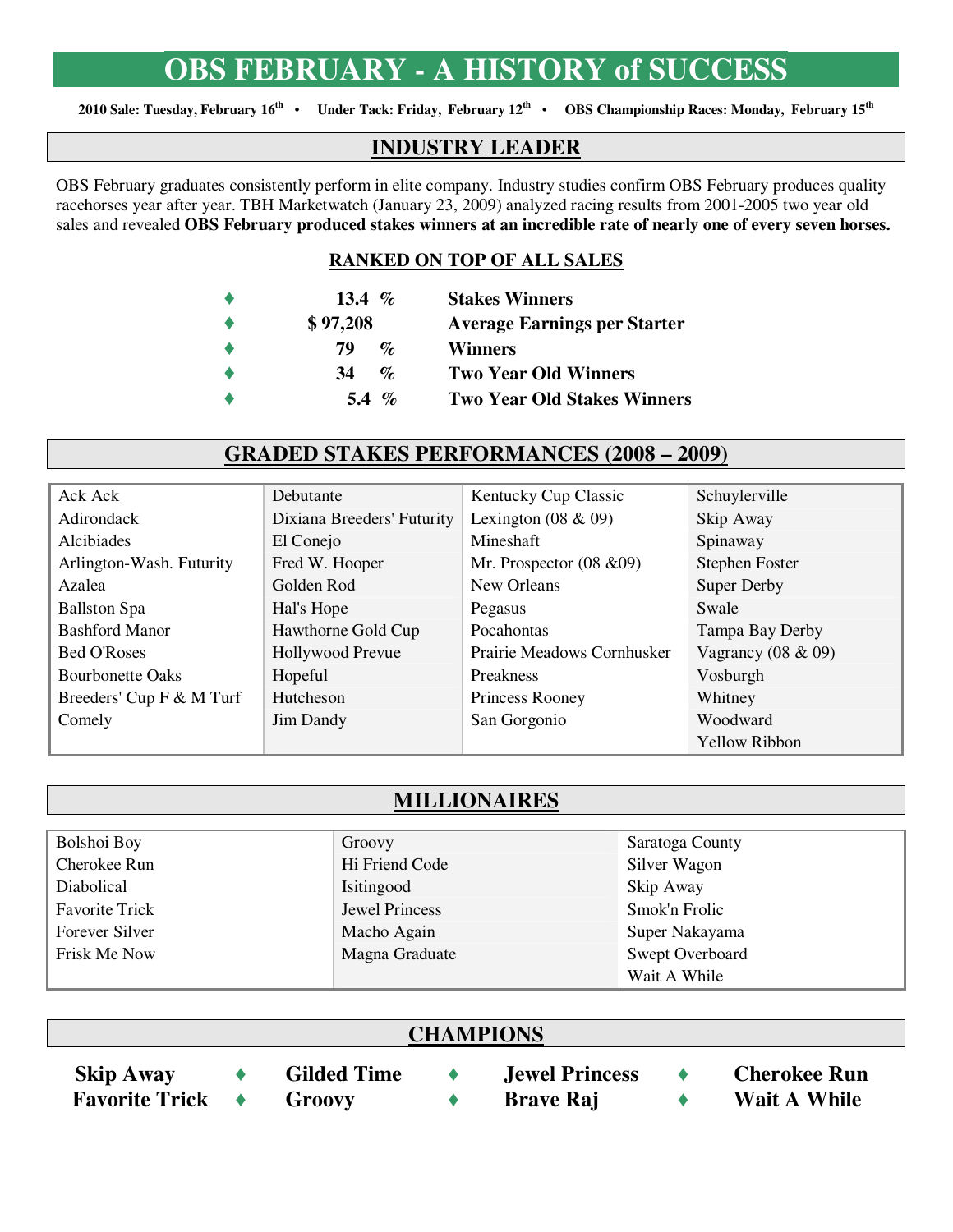# OBS FEBRUARY - A HISTORY of SUCCESS

**2010 Sale: Tuesday, February 16th • Under Tack: Friday, February 12th • OBS Championship Races: Monday, February 15th**

## INDUSTRY LEADER

OBS February graduates consistently perform in elite company. Industry studies confirm OBS February produces quality racehorses year after year. TBH Marketwatch (January 23, 2009) analyzed racing results from 2001-2005 two year old sales and revealed **OBS February produced stakes winners at an incredible rate of nearly one of every seven horses.**

### RANKED ON TOP OF ALL SALES

- **13.4 %** **Stakes Winners**
- **$ 97,208** **Average Earnings per Starter**
- **79 %** **Winners**
- **34 %** **Two Year Old Winners**
- **5.4 %** **Two Year Old Stakes Winners**

## GRADED STAKES PERFORMANCES (2008 – 2009)

| | | | |
|---|---|---|---|
| Ack Ack | Debutante | Kentucky Cup Classic | Schuylerville |
| Adirondack | Dixiana Breeders' Futurity | Lexington (08 & 09) | Skip Away |
| Alcibiades | El Conejo | Mineshaft | Spinaway |
| Arlington-Wash. Futurity | Fred W. Hooper | Mr. Prospector (08 &09) | Stephen Foster |
| Azalea | Golden Rod | New Orleans | Super Derby |
| Ballston Spa | Hal's Hope | Pegasus | Swale |
| Bashford Manor | Hawthorne Gold Cup | Pocahontas | Tampa Bay Derby |
| Bed O'Roses | Hollywood Prevue | Prairie Meadows Cornhusker | Vagrancy (08 & 09) |
| Bourbonette Oaks | Hopeful | Preakness | Vosburgh |
| Breeders' Cup F & M Turf | Hutcheson | Princess Rooney | Whitney |
| Comely | Jim Dandy | San Gorgonio | Woodward |
| | | | Yellow Ribbon |

## MILLIONAIRES

| | | |
|---|---|---|
| Bolshoi Boy | Groovy | Saratoga County |
| Cherokee Run | Hi Friend Code | Silver Wagon |
| Diabolical | Isitingood | Skip Away |
| Favorite Trick | Jewel Princess | Smok'n Frolic |
| Forever Silver | Macho Again | Super Nakayama |
| Frisk Me Now | Magna Graduate | Swept Overboard |
| | | Wait A While |

## CHAMPIONS

**Skip Away** ♦ **Gilded Time** ♦ **Jewel Princess** ♦ **Cherokee Run**

**Favorite Trick** ♦ **Groovy** ♦ **Brave Raj** ♦ **Wait A While**